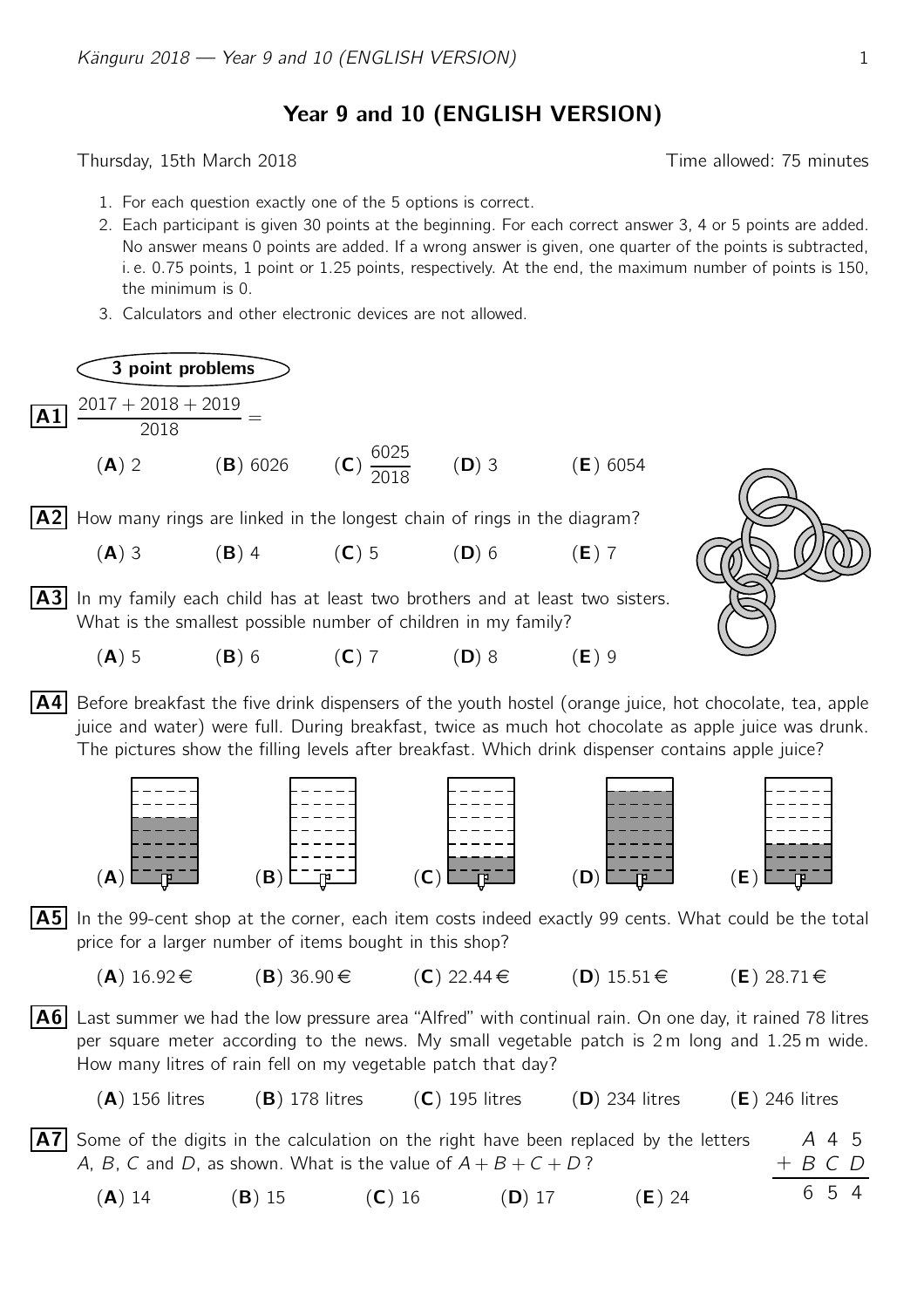# Year 9 and 10 (ENGLISH VERSION)

Thursday, 15th March 2018 — Time allowed: 75 minutes

1. For each question exactly one of the 5 options is correct.
2. Each participant is given 30 points at the beginning. For each correct answer 3, 4 or 5 points are added. No answer means 0 points are added. If a wrong answer is given, one quarter of the points is subtracted, i. e. 0.75 points, 1 point or 1.25 points, respectively. At the end, the maximum number of points is 150, the minimum is 0.
3. Calculators and other electronic devices are not allowed.

## 3 point problems

**A1** $\dfrac{2017+2018+2019}{2018} =$

(**A**) 2 (**B**) 6026 (**C**) $\dfrac{6025}{2018}$ (**D**) 3 (**E**) 6054

**A2** How many rings are linked in the longest chain of rings in the diagram?

(**A**) 3 (**B**) 4 (**C**) 5 (**D**) 6 (**E**) 7

**A3** In my family each child has at least two brothers and at least two sisters. What is the smallest possible number of children in my family?

(**A**) 5 (**B**) 6 (**C**) 7 (**D**) 8 (**E**) 9

**A4** Before breakfast the five drink dispensers of the youth hostel (orange juice, hot chocolate, tea, apple juice and water) were full. During breakfast, twice as much hot chocolate as apple juice was drunk. The pictures show the filling levels after breakfast. Which drink dispenser contains apple juice?

(**A**) (**B**) (**C**) (**D**) (**E**)

**A5** In the 99-cent shop at the corner, each item costs indeed exactly 99 cents. What could be the total price for a larger number of items bought in this shop?

(**A**) 16.92 € (**B**) 36.90 € (**C**) 22.44 € (**D**) 15.51 € (**E**) 28.71 €

**A6** Last summer we had the low pressure area "Alfred" with continual rain. On one day, it rained 78 litres per square meter according to the news. My small vegetable patch is 2 m long and 1.25 m wide. How many litres of rain fell on my vegetable patch that day?

(**A**) 156 litres (**B**) 178 litres (**C**) 195 litres (**D**) 234 litres (**E**) 246 litres

**A7** Some of the digits in the calculation on the right have been replaced by the letters $A$, $B$, $C$ and $D$, as shown. What is the value of $A+B+C+D$?

$$\begin{array}{r} A\,4\,5 \\ +\;B\,C\,D \\ \hline 6\,5\,4 \end{array}$$

(**A**) 14 (**B**) 15 (**C**) 16 (**D**) 17 (**E**) 24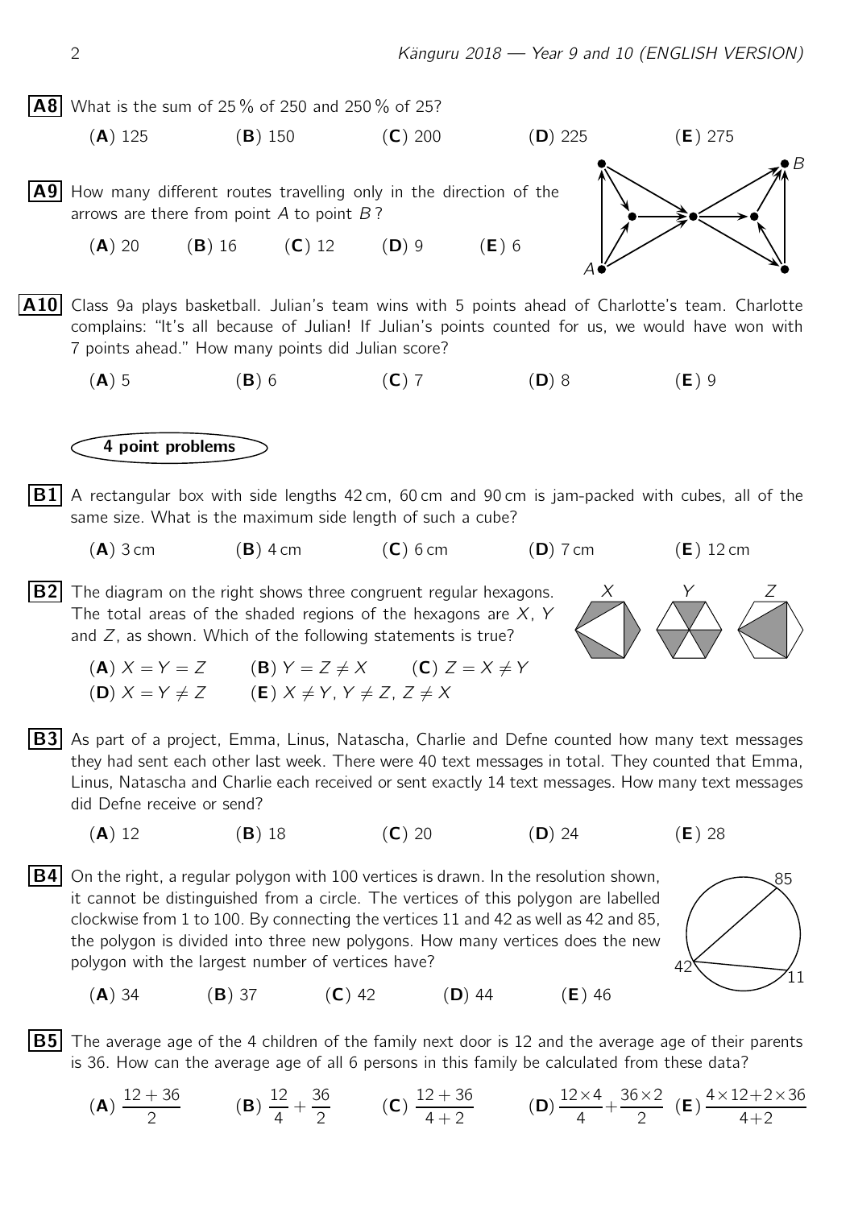**A8** What is the sum of 25 % of 250 and 250 % of 25?

(**A**) 125 (**B**) 150 (**C**) 200 (**D**) 225 (**E**) 275

**A9** How many different routes travelling only in the direction of the arrows are there from point $A$ to point $B$?

(**A**) 20 (**B**) 16 (**C**) 12 (**D**) 9 (**E**) 6

**A10** Class 9a plays basketball. Julian's team wins with 5 points ahead of Charlotte's team. Charlotte complains: "It's all because of Julian! If Julian's points counted for us, we would have won with 7 points ahead." How many points did Julian score?

(**A**) 5 (**B**) 6 (**C**) 7 (**D**) 8 (**E**) 9

## 4 point problems

**B1** A rectangular box with side lengths 42 cm, 60 cm and 90 cm is jam-packed with cubes, all of the same size. What is the maximum side length of such a cube?

(**A**) 3 cm (**B**) 4 cm (**C**) 6 cm (**D**) 7 cm (**E**) 12 cm

**B2** The diagram on the right shows three congruent regular hexagons. The total areas of the shaded regions of the hexagons are $X$, $Y$ and $Z$, as shown. Which of the following statements is true?

(**A**) $X = Y = Z$ (**B**) $Y = Z \neq X$ (**C**) $Z = X \neq Y$
(**D**) $X = Y \neq Z$ (**E**) $X \neq Y$, $Y \neq Z$, $Z \neq X$

**B3** As part of a project, Emma, Linus, Natascha, Charlie and Defne counted how many text messages they had sent each other last week. There were 40 text messages in total. They counted that Emma, Linus, Natascha and Charlie each received or sent exactly 14 text messages. How many text messages did Defne receive or send?

(**A**) 12 (**B**) 18 (**C**) 20 (**D**) 24 (**E**) 28

**B4** On the right, a regular polygon with 100 vertices is drawn. In the resolution shown, it cannot be distinguished from a circle. The vertices of this polygon are labelled clockwise from 1 to 100. By connecting the vertices 11 and 42 as well as 42 and 85, the polygon is divided into three new polygons. How many vertices does the new polygon with the largest number of vertices have?

(**A**) 34 (**B**) 37 (**C**) 42 (**D**) 44 (**E**) 46

**B5** The average age of the 4 children of the family next door is 12 and the average age of their parents is 36. How can the average age of all 6 persons in this family be calculated from these data?

(**A**) $\frac{12+36}{2}$ (**B**) $\frac{12}{4}+\frac{36}{2}$ (**C**) $\frac{12+36}{4+2}$ (**D**) $\frac{12\times 4}{4}+\frac{36\times 2}{2}$ (**E**) $\frac{4\times 12+2\times 36}{4+2}$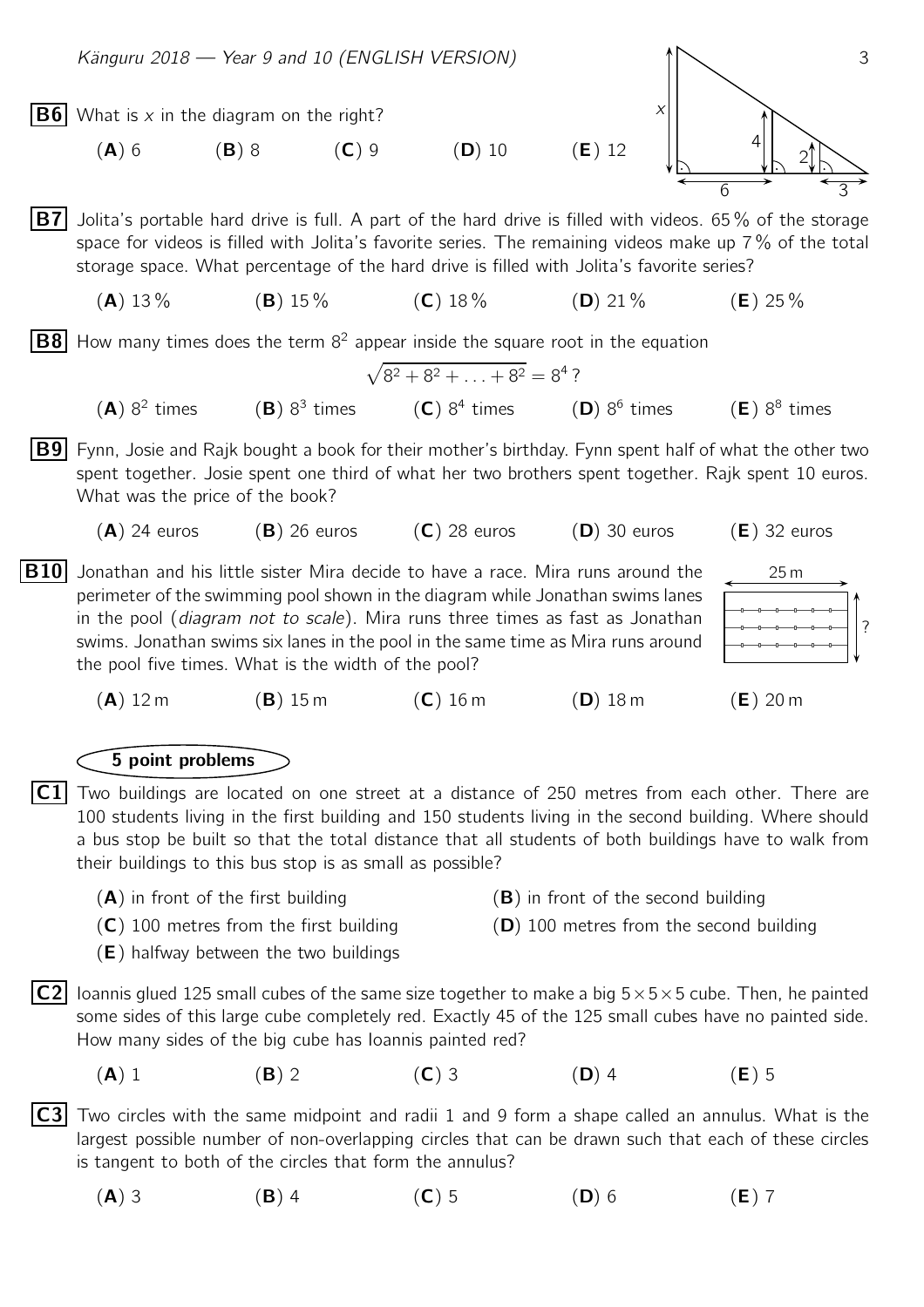**B6** What is $x$ in the diagram on the right?

(**A**) 6 (**B**) 8 (**C**) 9 (**D**) 10 (**E**) 12

**B7** Jolita's portable hard drive is full. A part of the hard drive is filled with videos. 65 % of the storage space for videos is filled with Jolita's favorite series. The remaining videos make up 7 % of the total storage space. What percentage of the hard drive is filled with Jolita's favorite series?

(**A**) 13 % (**B**) 15 % (**C**) 18 % (**D**) 21 % (**E**) 25 %

**B8** How many times does the term $8^2$ appear inside the square root in the equation

$$\sqrt{8^2 + 8^2 + \ldots + 8^2} = 8^4\,?$$

(**A**) $8^2$ times (**B**) $8^3$ times (**C**) $8^4$ times (**D**) $8^6$ times (**E**) $8^8$ times

**B9** Fynn, Josie and Rajk bought a book for their mother's birthday. Fynn spent half of what the other two spent together. Josie spent one third of what her two brothers spent together. Rajk spent 10 euros. What was the price of the book?

(**A**) 24 euros (**B**) 26 euros (**C**) 28 euros (**D**) 30 euros (**E**) 32 euros

**B10** Jonathan and his little sister Mira decide to have a race. Mira runs around the perimeter of the swimming pool shown in the diagram while Jonathan swims lanes in the pool (*diagram not to scale*). Mira runs three times as fast as Jonathan swims. Jonathan swims six lanes in the pool in the same time as Mira runs around the pool five times. What is the width of the pool?

(**A**) 12 m (**B**) 15 m (**C**) 16 m (**D**) 18 m (**E**) 20 m

## 5 point problems

**C1** Two buildings are located on one street at a distance of 250 metres from each other. There are 100 students living in the first building and 150 students living in the second building. Where should a bus stop be built so that the total distance that all students of both buildings have to walk from their buildings to this bus stop is as small as possible?

(**A**) in front of the first building
(**B**) in front of the second building
(**C**) 100 metres from the first building
(**D**) 100 metres from the second building
(**E**) halfway between the two buildings

**C2** Ioannis glued 125 small cubes of the same size together to make a big $5 \times 5 \times 5$ cube. Then, he painted some sides of this large cube completely red. Exactly 45 of the 125 small cubes have no painted side. How many sides of the big cube has Ioannis painted red?

(**A**) 1 (**B**) 2 (**C**) 3 (**D**) 4 (**E**) 5

**C3** Two circles with the same midpoint and radii 1 and 9 form a shape called an annulus. What is the largest possible number of non-overlapping circles that can be drawn such that each of these circles is tangent to both of the circles that form the annulus?

(**A**) 3 (**B**) 4 (**C**) 5 (**D**) 6 (**E**) 7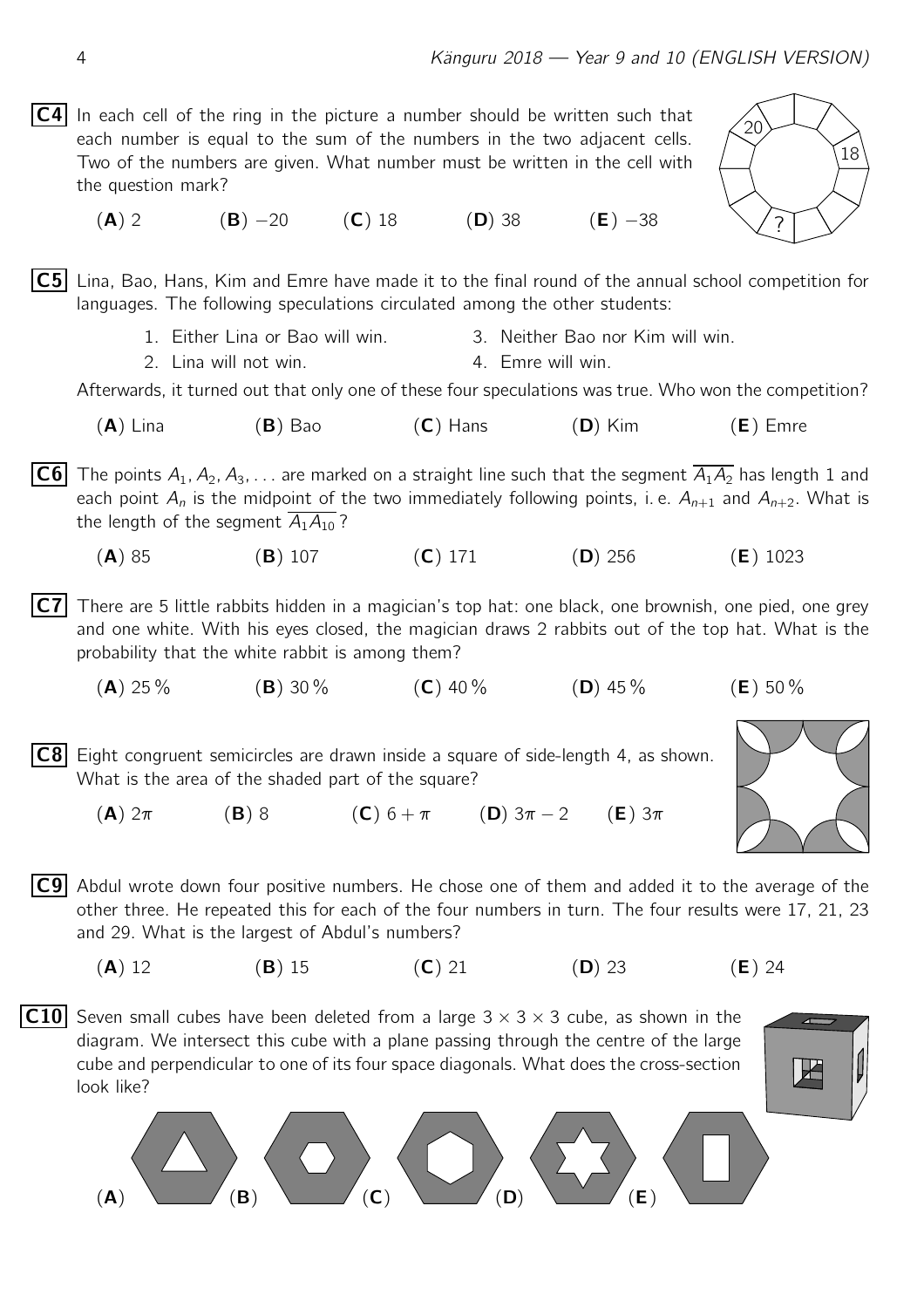**C4** In each cell of the ring in the picture a number should be written such that each number is equal to the sum of the numbers in the two adjacent cells. Two of the numbers are given. What number must be written in the cell with the question mark?

20

18

?

(**A**) 2 (**B**) $-20$ (**C**) 18 (**D**) 38 (**E**) $-38$

**C5** Lina, Bao, Hans, Kim and Emre have made it to the final round of the annual school competition for languages. The following speculations circulated among the other students:

1. Either Lina or Bao will win.
2. Lina will not win.
3. Neither Bao nor Kim will win.
4. Emre will win.

Afterwards, it turned out that only one of these four speculations was true. Who won the competition?

(**A**) Lina (**B**) Bao (**C**) Hans (**D**) Kim (**E**) Emre

**C6** The points $A_1, A_2, A_3, \ldots$ are marked on a straight line such that the segment $\overline{A_1A_2}$ has length 1 and each point $A_n$ is the midpoint of the two immediately following points, i. e. $A_{n+1}$ and $A_{n+2}$. What is the length of the segment $\overline{A_1A_{10}}$?

(**A**) 85 (**B**) 107 (**C**) 171 (**D**) 256 (**E**) 1023

**C7** There are 5 little rabbits hidden in a magician's top hat: one black, one brownish, one pied, one grey and one white. With his eyes closed, the magician draws 2 rabbits out of the top hat. What is the probability that the white rabbit is among them?

(**A**) 25 % (**B**) 30 % (**C**) 40 % (**D**) 45 % (**E**) 50 %

**C8** Eight congruent semicircles are drawn inside a square of side-length 4, as shown. What is the area of the shaded part of the square?

(**A**) $2\pi$ (**B**) 8 (**C**) $6 + \pi$ (**D**) $3\pi - 2$ (**E**) $3\pi$

**C9** Abdul wrote down four positive numbers. He chose one of them and added it to the average of the other three. He repeated this for each of the four numbers in turn. The four results were 17, 21, 23 and 29. What is the largest of Abdul's numbers?

(**A**) 12 (**B**) 15 (**C**) 21 (**D**) 23 (**E**) 24

**C10** Seven small cubes have been deleted from a large $3 \times 3 \times 3$ cube, as shown in the diagram. We intersect this cube with a plane passing through the centre of the large cube and perpendicular to one of its four space diagonals. What does the cross-section look like?

(**A**) (**B**) (**C**) (**D**) (**E**)